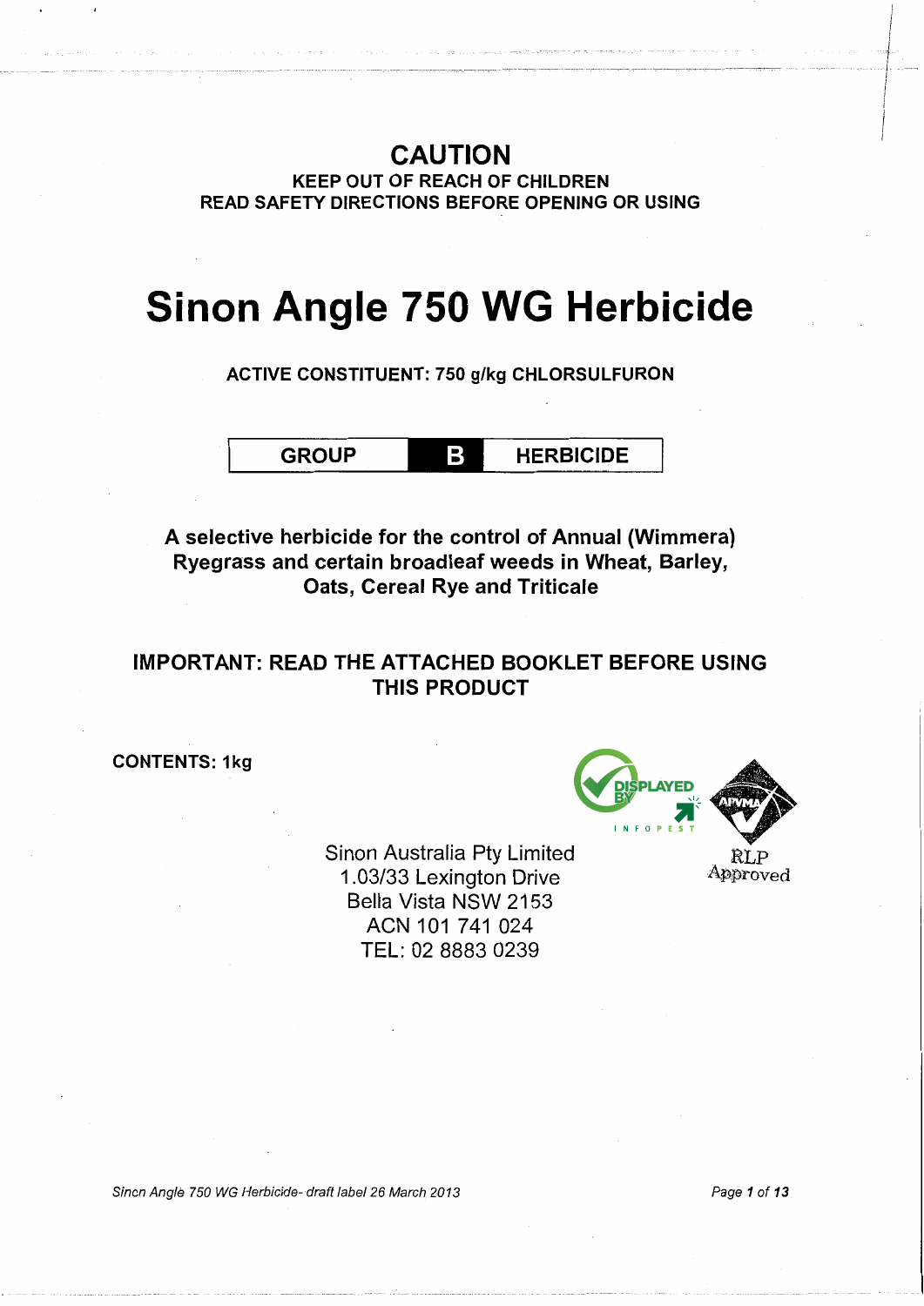## CAUTION

**KEEP OUT OF REACH OF CHILDREN**
**READ SAFETY DIRECTIONS BEFORE OPENING OR USING**

# Sinon Angle 750 WG Herbicide

**ACTIVE CONSTITUENT: 750 g/kg CHLORSULFURON**

| GROUP | B | HERBICIDE |
|---|---|---|

**A selective herbicide for the control of Annual (Wimmera) Ryegrass and certain broadleaf weeds in Wheat, Barley, Oats, Cereal Rye and Triticale**

**IMPORTANT: READ THE ATTACHED BOOKLET BEFORE USING THIS PRODUCT**

**CONTENTS: 1kg**

DISPLAYED BY INFOPEST

APVMA RLP Approved

Sinon Australia Pty Limited
1.03/33 Lexington Drive
Bella Vista NSW 2153
ACN 101 741 024
TEL: 02 8883 0239

*Sinon Angle 750 WG Herbicide- draft label 26 March 2013*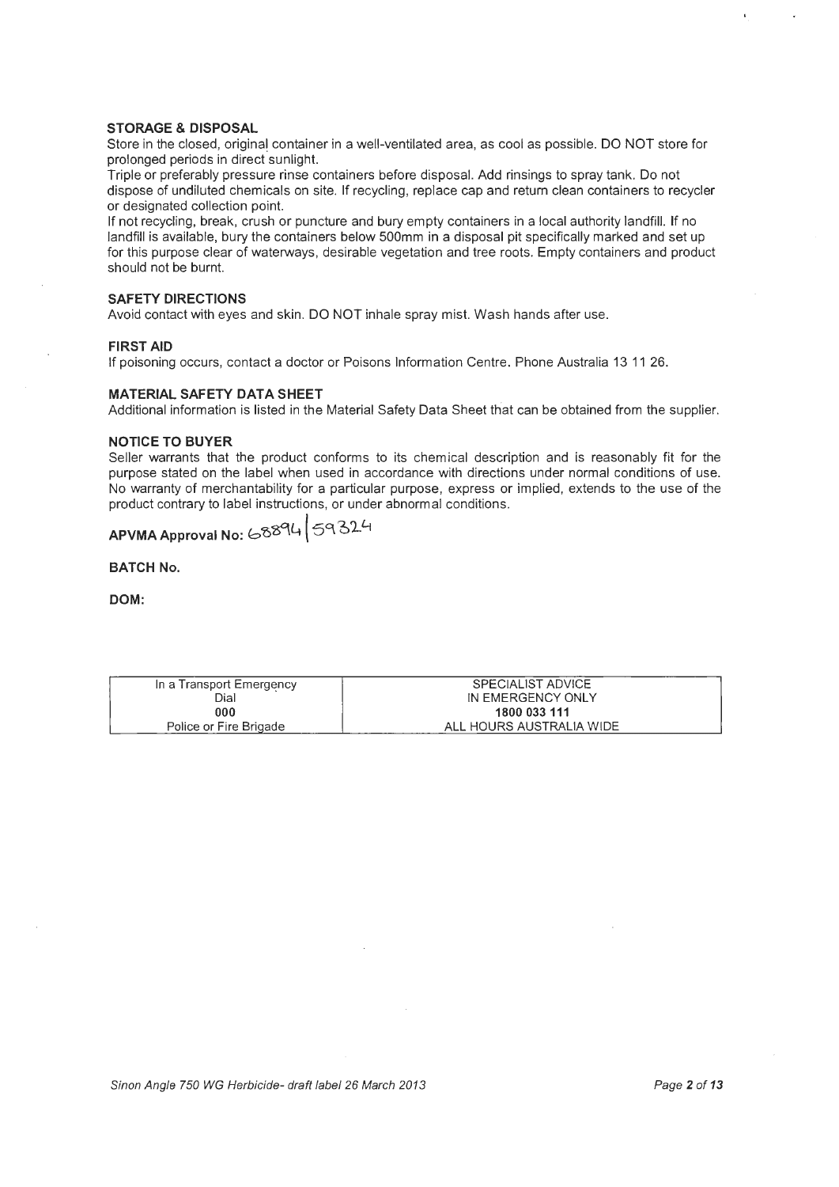## STORAGE & DISPOSAL

Store in the closed, original container in a well-ventilated area, as cool as possible. DO NOT store for prolonged periods in direct sunlight.

Triple or preferably pressure rinse containers before disposal. Add rinsings to spray tank. Do not dispose of undiluted chemicals on site. If recycling, replace cap and return clean containers to recycler or designated collection point.

If not recycling, break, crush or puncture and bury empty containers in a local authority landfill. If no landfill is available, bury the containers below 500mm in a disposal pit specifically marked and set up for this purpose clear of waterways, desirable vegetation and tree roots. Empty containers and product should not be burnt.

## SAFETY DIRECTIONS

Avoid contact with eyes and skin. DO NOT inhale spray mist. Wash hands after use.

## FIRST AID

If poisoning occurs, contact a doctor or Poisons Information Centre. Phone Australia 13 11 26.

## MATERIAL SAFETY DATA SHEET

Additional information is listed in the Material Safety Data Sheet that can be obtained from the supplier.

## NOTICE TO BUYER

Seller warrants that the product conforms to its chemical description and is reasonably fit for the purpose stated on the label when used in accordance with directions under normal conditions of use. No warranty of merchantability for a particular purpose, express or implied, extends to the use of the product contrary to label instructions, or under abnormal conditions.

**APVMA Approval No:** 68894 / 59324

**BATCH No.**

**DOM:**

| In a Transport Emergency Dial **000** Police or Fire Brigade | SPECIALIST ADVICE IN EMERGENCY ONLY **1800 033 111** ALL HOURS AUSTRALIA WIDE |
|---|---|

*Sinon Angle 750 WG Herbicide- draft label 26 March 2013*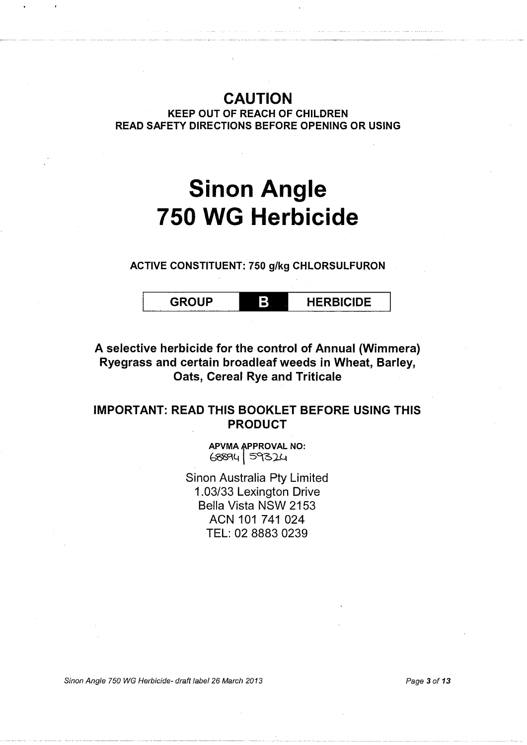## CAUTION

**KEEP OUT OF REACH OF CHILDREN**
**READ SAFETY DIRECTIONS BEFORE OPENING OR USING**

# Sinon Angle 750 WG Herbicide

**ACTIVE CONSTITUENT: 750 g/kg CHLORSULFURON**

| GROUP | B | HERBICIDE |
|---|---|---|

**A selective herbicide for the control of Annual (Wimmera) Ryegrass and certain broadleaf weeds in Wheat, Barley, Oats, Cereal Rye and Triticale**

**IMPORTANT: READ THIS BOOKLET BEFORE USING THIS PRODUCT**

**APVMA APPROVAL NO:**
68894 | 59324

Sinon Australia Pty Limited
1.03/33 Lexington Drive
Bella Vista NSW 2153
ACN 101 741 024
TEL: 02 8883 0239

*Sinon Angle 750 WG Herbicide- draft label 26 March 2013*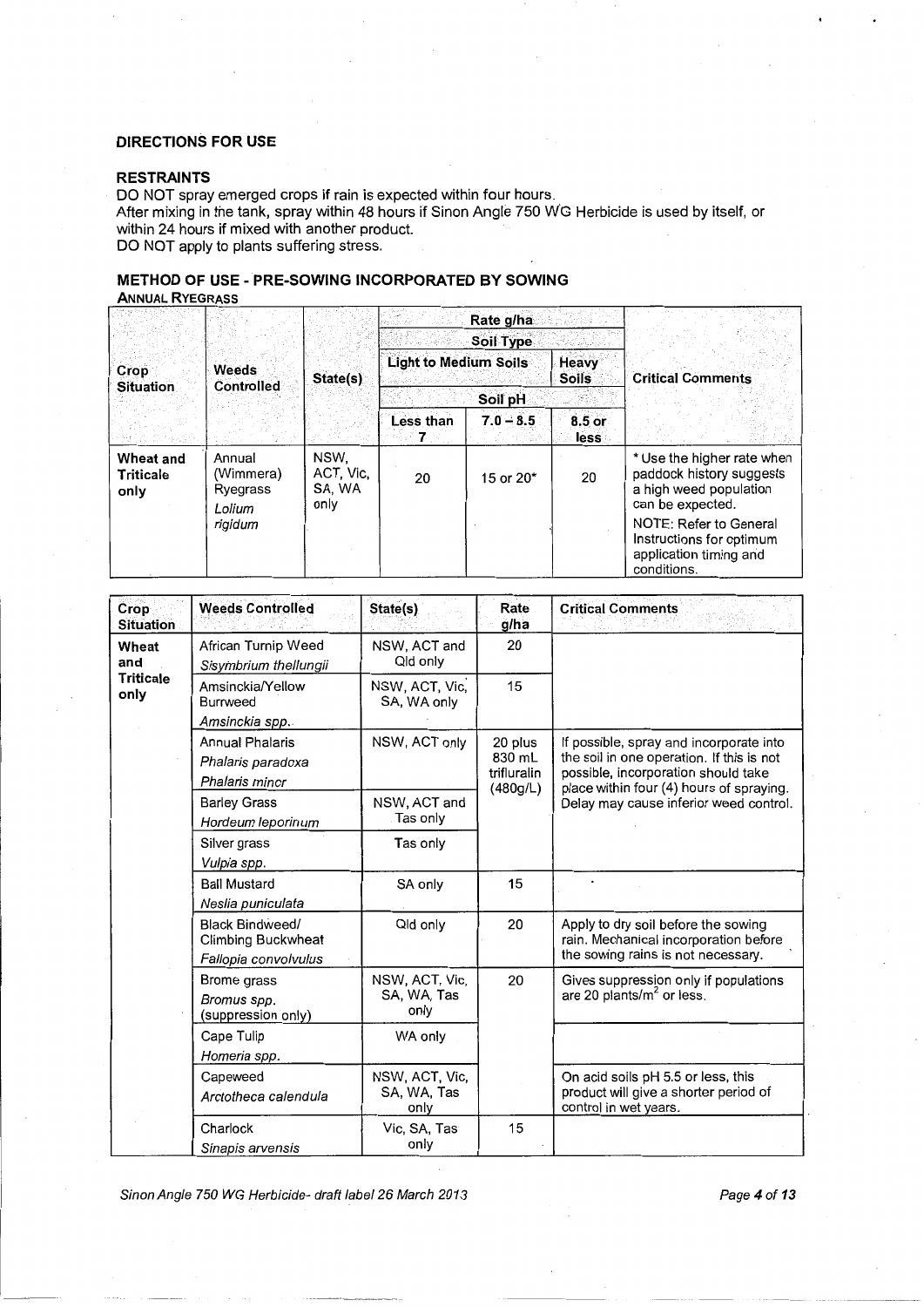## DIRECTIONS FOR USE

### RESTRAINTS

DO NOT spray emerged crops if rain is expected within four hours.
After mixing in the tank, spray within 48 hours if Sinon Angle 750 WG Herbicide is used by itself, or within 24 hours if mixed with another product.
DO NOT apply to plants suffering stress.

### METHOD OF USE - PRE-SOWING INCORPORATED BY SOWING

**ANNUAL RYEGRASS**

| Crop Situation | Weeds Controlled | State(s) | Rate g/ha | | | Critical Comments |
|---|---|---|---|---|---|---|
| | | | Soil Type | | | |
| | | | Light to Medium Soils | | Heavy Soils | |
| | | | Soil pH | | | |
| | | | Less than 7 | 7.0 – 8.5 | 8.5 or less | |
| **Wheat and Triticale only** | Annual (Wimmera) Ryegrass *Lolium rigidum* | NSW, ACT, Vic, SA, WA only | 20 | 15 or 20* | 20 | * Use the higher rate when paddock history suggests a high weed population can be expected. NOTE: Refer to General Instructions for optimum application timing and conditions. |

| Crop Situation | Weeds Controlled | State(s) | Rate g/ha | Critical Comments |
|---|---|---|---|---|
| **Wheat and Triticale only** | African Turnip Weed *Sisymbrium thellungii* | NSW, ACT and Qld only | 20 | |
| | Amsinckia/Yellow Burrweed *Amsinckia spp.* | NSW, ACT, Vic, SA, WA only | 15 | |
| | Annual Phalaris *Phalaris paradoxa* *Phalaris minor* | NSW, ACT only | 20 plus 830 mL trifluralin (480g/L) | If possible, spray and incorporate into the soil in one operation. If this is not possible, incorporation should take place within four (4) hours of spraying. Delay may cause inferior weed control. |
| | Barley Grass *Hordeum leporinum* | NSW, ACT and Tas only | | |
| | Silver grass *Vulpia spp.* | Tas only | | |
| | Ball Mustard *Neslia puniculata* | SA only | 15 | |
| | Black Bindweed/ Climbing Buckwheat *Fallopia convolvulus* | Qld only | 20 | Apply to dry soil before the sowing rain. Mechanical incorporation before the sowing rains is not necessary. |
| | Brome grass *Bromus spp.* (suppression only) | NSW, ACT, Vic, SA, WA, Tas only | 20 | Gives suppression only if populations are 20 plants/m$^2$ or less. |
| | Cape Tulip *Homeria spp.* | WA only | | |
| | Capeweed *Arctotheca calendula* | NSW, ACT, Vic, SA, WA, Tas only | | On acid soils pH 5.5 or less, this product will give a shorter period of control in wet years. |
| | Charlock *Sinapis arvensis* | Vic, SA, Tas only | 15 | |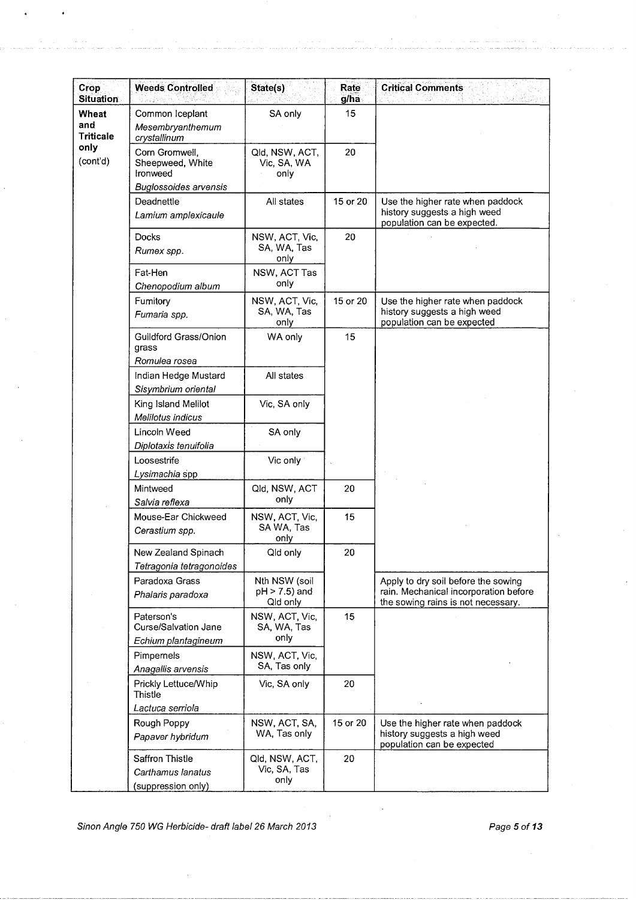| Crop Situation | Weeds Controlled | State(s) | Rate g/ha | Critical Comments |
|---|---|---|---|---|
| **Wheat and Triticale only** (cont'd) | Common Iceplant *Mesembryanthemum crystallinum* | SA only | 15 | |
| | Corn Gromwell, Sheepweed, White Ironweed *Buglossoides arvensis* | Qld, NSW, ACT, Vic, SA, WA only | 20 | |
| | Deadnettle *Lamium amplexicaule* | All states | 15 or 20 | Use the higher rate when paddock history suggests a high weed population can be expected. |
| | Docks *Rumex spp.* | NSW, ACT, Vic, SA, WA, Tas only | 20 | |
| | Fat-Hen *Chenopodium album* | NSW, ACT Tas only | | |
| | Fumitory *Fumaria spp.* | NSW, ACT, Vic, SA, WA, Tas only | 15 or 20 | Use the higher rate when paddock history suggests a high weed population can be expected |
| | Guildford Grass/Onion grass *Romulea rosea* | WA only | 15 | |
| | Indian Hedge Mustard *Sisymbrium oriental* | All states | | |
| | King Island Melilot *Melilotus indicus* | Vic, SA only | | |
| | Lincoln Weed *Diplotaxis tenuifolia* | SA only | | |
| | Loosestrife *Lysimachia spp* | Vic only | | |
| | Mintweed *Salvia reflexa* | Qld, NSW, ACT only | 20 | |
| | Mouse-Ear Chickweed *Cerastium spp.* | NSW, ACT, Vic, SA WA, Tas only | 15 | |
| | New Zealand Spinach *Tetragonia tetragonoides* | Qld only | 20 | |
| | Paradoxa Grass *Phalaris paradoxa* | Nth NSW (soil pH > 7.5) and Qld only | | Apply to dry soil before the sowing rain. Mechanical incorporation before the sowing rains is not necessary. |
| | Paterson's Curse/Salvation Jane *Echium plantagineum* | NSW, ACT, Vic, SA, WA, Tas only | 15 | |
| | Pimpernels *Anagallis arvensis* | NSW, ACT, Vic, SA, Tas only | | |
| | Prickly Lettuce/Whip Thistle *Lactuca serriola* | Vic, SA only | 20 | |
| | Rough Poppy *Papaver hybridum* | NSW, ACT, SA, WA, Tas only | 15 or 20 | Use the higher rate when paddock history suggests a high weed population can be expected |
| | Saffron Thistle *Carthamus lanatus* (suppression only) | Qld, NSW, ACT, Vic, SA, Tas only | 20 | |

*Sinon Angle 750 WG Herbicide- draft label 26 March 2013*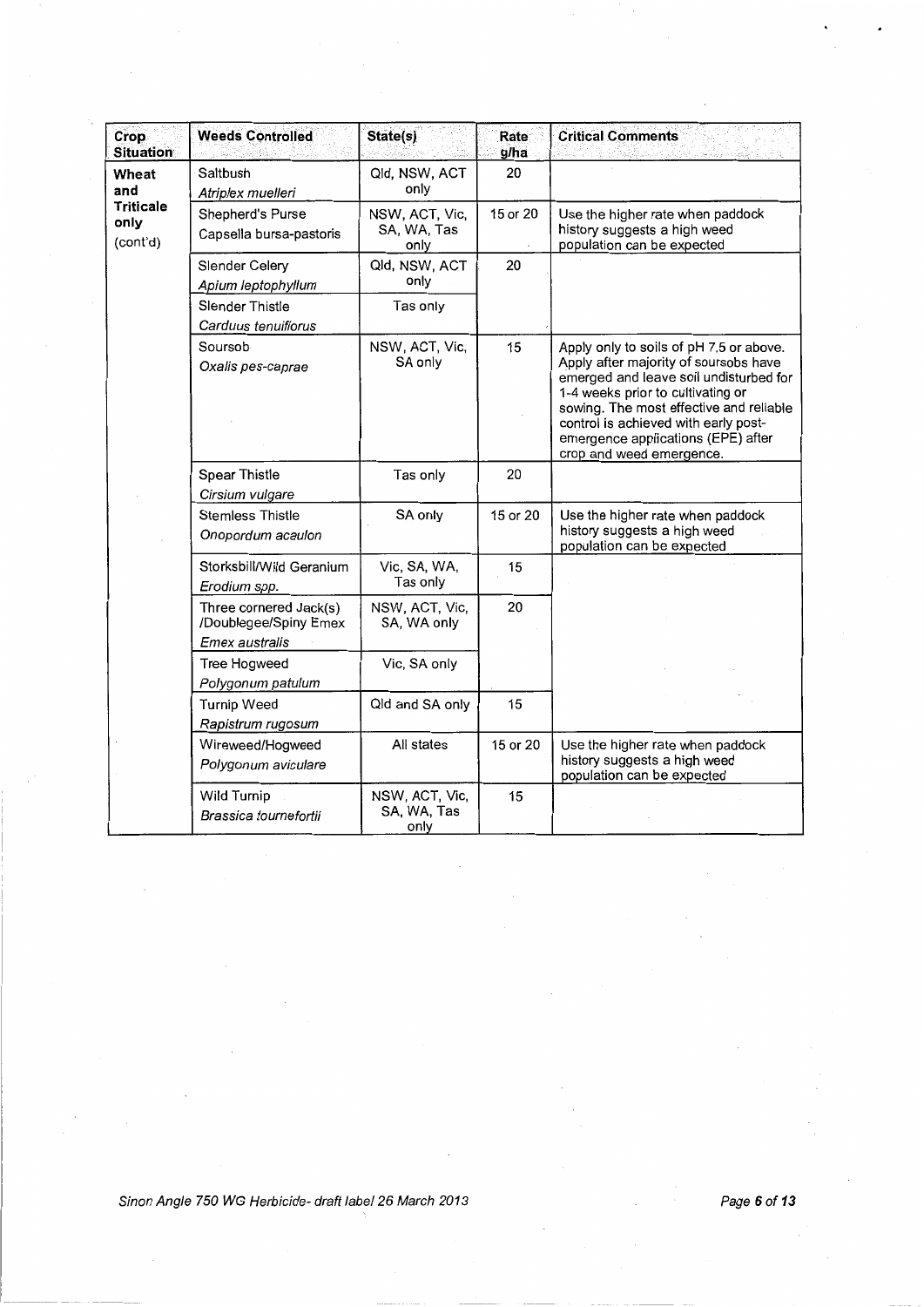| Crop Situation | Weeds Controlled | State(s) | Rate g/ha | Critical Comments |
|---|---|---|---|---|
| **Wheat and Triticale only** (cont'd) | Saltbush *Atriplex muelleri* | Qld, NSW, ACT only | 20 | |
| | Shepherd's Purse Capsella bursa-pastoris | NSW, ACT, Vic, SA, WA, Tas only | 15 or 20 | Use the higher rate when paddock history suggests a high weed population can be expected |
| | Slender Celery *Apium leptophyllum* | Qld, NSW, ACT only | 20 | |
| | Slender Thistle *Carduus tenuiflorus* | Tas only | | |
| | Soursob *Oxalis pes-caprae* | NSW, ACT, Vic, SA only | 15 | Apply only to soils of pH 7.5 or above. Apply after majority of soursobs have emerged and leave soil undisturbed for 1-4 weeks prior to cultivating or sowing. The most effective and reliable control is achieved with early post-emergence applications (EPE) after crop and weed emergence. |
| | Spear Thistle *Cirsium vulgare* | Tas only | 20 | |
| | Stemless Thistle *Onopordum acaulon* | SA only | 15 or 20 | Use the higher rate when paddock history suggests a high weed population can be expected |
| | Storksbill/Wild Geranium *Erodium spp.* | Vic, SA, WA, Tas only | 15 | |
| | Three cornered Jack(s) /Doublegee/Spiny Emex *Emex australis* | NSW, ACT, Vic, SA, WA only | 20 | |
| | Tree Hogweed *Polygonum patulum* | Vic, SA only | | |
| | Turnip Weed *Rapistrum rugosum* | Qld and SA only | 15 | |
| | Wireweed/Hogweed *Polygonum aviculare* | All states | 15 or 20 | Use the higher rate when paddock history suggests a high weed population can be expected |
| | Wild Turnip *Brassica tournefortii* | NSW, ACT, Vic, SA, WA, Tas only | 15 | |

*Sinon Angle 750 WG Herbicide- draft label 26 March 2013*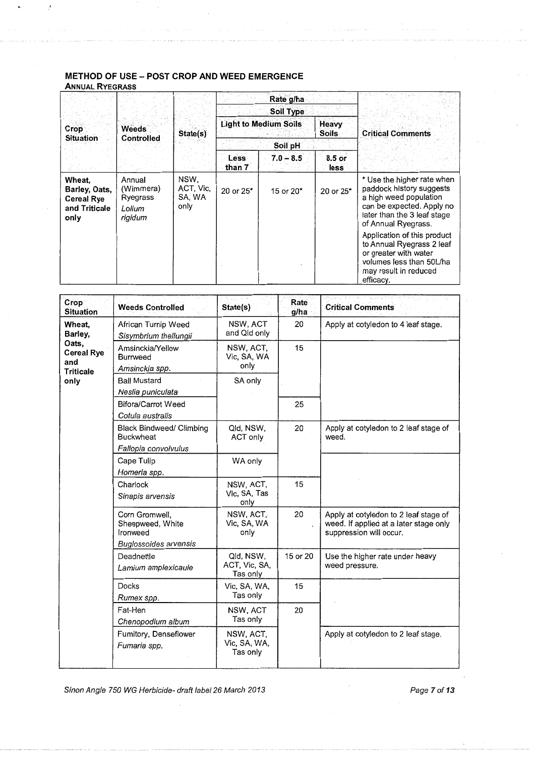## METHOD OF USE – POST CROP AND WEED EMERGENCE

### ANNUAL RYEGRASS

| Crop Situation | Weeds Controlled | State(s) | Rate g/ha | | | Critical Comments |
|---|---|---|---|---|---|---|
| | | | Soil Type | | | |
| | | | Light to Medium Soils | | Heavy Soils | |
| | | | Soil pH | | | |
| | | | Less than 7 | 7.0 – 8.5 | 8.5 or less | |
| **Wheat, Barley, Oats, Cereal Rye and Triticale only** | Annual (Wimmera) Ryegrass *Lolium rigidum* | NSW, ACT, Vic, SA, WA only | 20 or 25* | 15 or 20* | 20 or 25* | * Use the higher rate when paddock history suggests a high weed population can be expected. Apply no later than the 3 leaf stage of Annual Ryegrass. Application of this product to Annual Ryegrass 2 leaf or greater with water volumes less than 50L/ha may result in reduced efficacy. |

| Crop Situation | Weeds Controlled | State(s) | Rate g/ha | Critical Comments |
|---|---|---|---|---|
| **Wheat, Barley, Oats, Cereal Rye and Triticale only** | African Turnip Weed *Sisymbrium thellungii* | NSW, ACT and Qld only | 20 | Apply at cotyledon to 4 leaf stage. |
| | Amsinckia/Yellow Burrweed *Amsinckia spp.* | NSW, ACT, Vic, SA, WA only | 15 | |
| | Ball Mustard *Neslia puniculata* | SA only | | |
| | Bifora/Carrot Weed *Cotula australis* | | 25 | |
| | Black Bindweed/ Climbing Buckwheat *Fallopia convolvulus* | Qld, NSW, ACT only | 20 | Apply at cotyledon to 2 leaf stage of weed. |
| | Cape Tulip *Homeria spp.* | WA only | | |
| | Charlock *Sinapis arvensis* | NSW, ACT, Vic, SA, Tas only | 15 | |
| | Corn Gromwell, Sheepweed, White Ironweed *Buglossoides arvensis* | NSW, ACT, Vic, SA, WA only | 20 | Apply at cotyledon to 2 leaf stage of weed. If applied at a later stage only suppression will occur. |
| | Deadnettle *Lamium amplexicaule* | Qld, NSW, ACT, Vic, SA, Tas only | 15 or 20 | Use the higher rate under heavy weed pressure. |
| | Docks *Rumex spp.* | Vic, SA, WA, Tas only | 15 | |
| | Fat-Hen *Chenopodium album* | NSW, ACT Tas only | 20 | |
| | Fumitory, Denseflower *Fumaria spp.* | NSW, ACT, Vic, SA, WA, Tas only | | Apply at cotyledon to 2 leaf stage. |

*Sinon Angle 750 WG Herbicide- draft label 26 March 2013*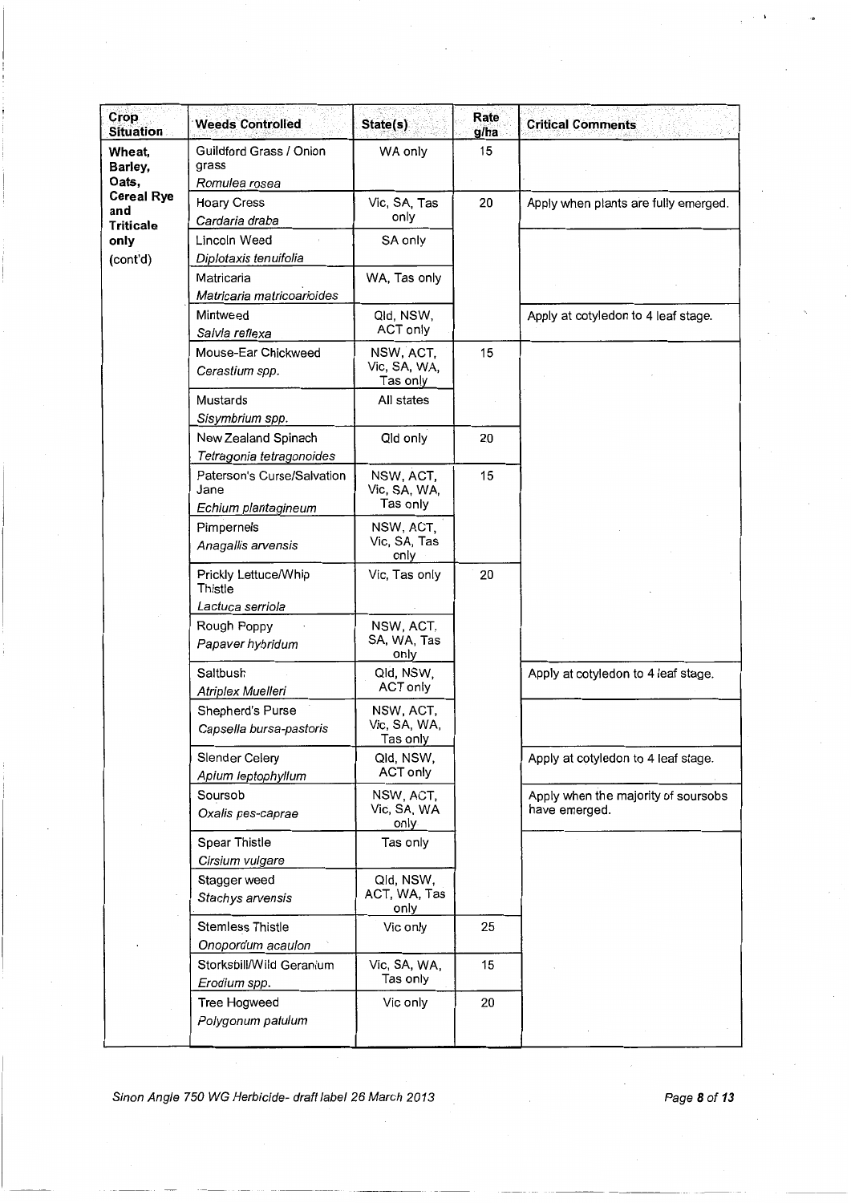| Crop Situation | Weeds Controlled | State(s) | Rate g/ha | Critical Comments |
|---|---|---|---|---|
| **Wheat, Barley, Oats, Cereal Rye and Triticale only** (cont'd) | Guildford Grass / Onion grass *Romulea rosea* | WA only | 15 | |
| | Hoary Cress *Cardaria draba* | Vic, SA, Tas only | 20 | Apply when plants are fully emerged. |
| | Lincoln Weed *Diplotaxis tenuifolia* | SA only | | |
| | Matricaria *Matricaria matricoarioides* | WA, Tas only | | |
| | Mintweed *Salvia reflexa* | Qld, NSW, ACT only | | Apply at cotyledon to 4 leaf stage. |
| | Mouse-Ear Chickweed *Cerastium spp.* | NSW, ACT, Vic, SA, WA, Tas only | 15 | |
| | Mustards *Sisymbrium spp.* | All states | | |
| | New Zealand Spinach *Tetragonia tetragonoides* | Qld only | 20 | |
| | Paterson's Curse/Salvation Jane *Echium plantagineum* | NSW, ACT, Vic, SA, WA, Tas only | 15 | |
| | Pimpernels *Anagallis arvensis* | NSW, ACT, Vic, SA, Tas only | | |
| | Prickly Lettuce/Whip Thistle *Lactuca serriola* | Vic, Tas only | 20 | |
| | Rough Poppy *Papaver hybridum* | NSW, ACT, SA, WA, Tas only | | |
| | Saltbush *Atriplex Muelleri* | Qld, NSW, ACT only | | Apply at cotyledon to 4 leaf stage. |
| | Shepherd's Purse *Capsella bursa-pastoris* | NSW, ACT, Vic, SA, WA, Tas only | | |
| | Slender Celery *Apium leptophyllum* | Qld, NSW, ACT only | | Apply at cotyledon to 4 leaf stage. |
| | Soursob *Oxalis pes-caprae* | NSW, ACT, Vic, SA, WA only | | Apply when the majority of soursobs have emerged. |
| | Spear Thistle *Cirsium vulgare* | Tas only | | |
| | Stagger weed *Stachys arvensis* | Qld, NSW, ACT, WA, Tas only | | |
| | Stemless Thistle *Onopordum acaulon* | Vic only | 25 | |
| | Storksbill/Wild Geranium *Erodium spp.* | Vic, SA, WA, Tas only | 15 | |
| | Tree Hogweed *Polygonum patulum* | Vic only | 20 | |

*Sinon Angle 750 WG Herbicide- draft label 26 March 2013*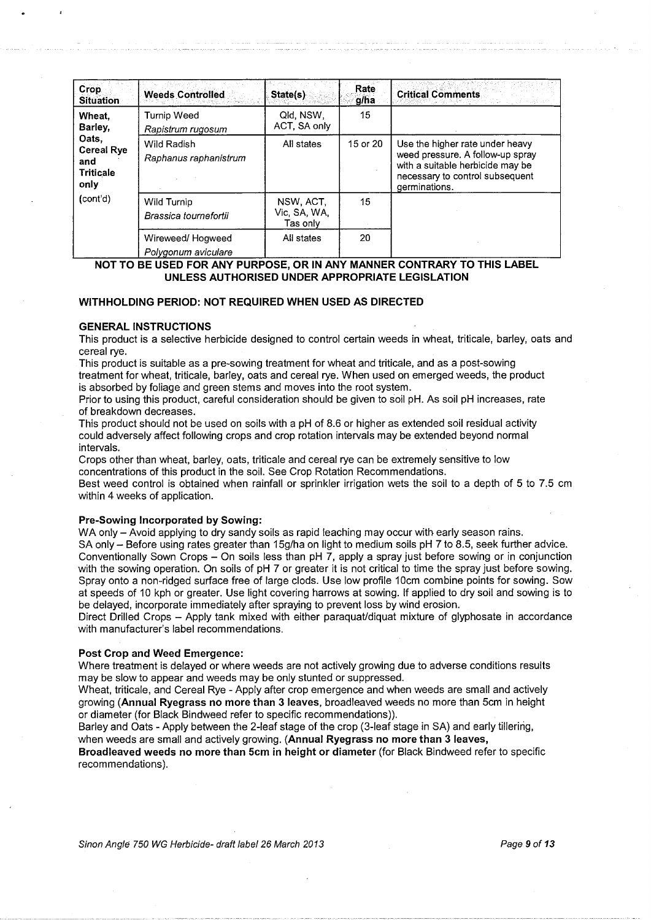| Crop Situation | Weeds Controlled | State(s) | Rate g/ha | Critical Comments |
|---|---|---|---|---|
| Wheat, Barley, Oats, Cereal Rye and Triticale only (cont'd) | Turnip Weed *Rapistrum rugosum* | Qld, NSW, ACT, SA only | 15 | |
| | Wild Radish *Raphanus raphanistrum* | All states | 15 or 20 | Use the higher rate under heavy weed pressure. A follow-up spray with a suitable herbicide may be necessary to control subsequent germinations. |
| | Wild Turnip *Brassica tournefortii* | NSW, ACT, Vic, SA, WA, Tas only | 15 | |
| | Wireweed/ Hogweed *Polygonum aviculare* | All states | 20 | |

**NOT TO BE USED FOR ANY PURPOSE, OR IN ANY MANNER CONTRARY TO THIS LABEL UNLESS AUTHORISED UNDER APPROPRIATE LEGISLATION**

**WITHHOLDING PERIOD: NOT REQUIRED WHEN USED AS DIRECTED**

**GENERAL INSTRUCTIONS**

This product is a selective herbicide designed to control certain weeds in wheat, triticale, barley, oats and cereal rye.

This product is suitable as a pre-sowing treatment for wheat and triticale, and as a post-sowing treatment for wheat, triticale, barley, oats and cereal rye. When used on emerged weeds, the product is absorbed by foliage and green stems and moves into the root system.

Prior to using this product, careful consideration should be given to soil pH. As soil pH increases, rate of breakdown decreases.

This product should not be used on soils with a pH of 8.6 or higher as extended soil residual activity could adversely affect following crops and crop rotation intervals may be extended beyond normal intervals.

Crops other than wheat, barley, oats, triticale and cereal rye can be extremely sensitive to low concentrations of this product in the soil. See Crop Rotation Recommendations.

Best weed control is obtained when rainfall or sprinkler irrigation wets the soil to a depth of 5 to 7.5 cm within 4 weeks of application.

**Pre-Sowing Incorporated by Sowing:**

WA only – Avoid applying to dry sandy soils as rapid leaching may occur with early season rains.

SA only – Before using rates greater than 15g/ha on light to medium soils pH 7 to 8.5, seek further advice.

Conventionally Sown Crops – On soils less than pH 7, apply a spray just before sowing or in conjunction with the sowing operation. On soils of pH 7 or greater it is not critical to time the spray just before sowing. Spray onto a non-ridged surface free of large clods. Use low profile 10cm combine points for sowing. Sow at speeds of 10 kph or greater. Use light covering harrows at sowing. If applied to dry soil and sowing is to be delayed, incorporate immediately after spraying to prevent loss by wind erosion.

Direct Drilled Crops – Apply tank mixed with either paraquat/diquat mixture of glyphosate in accordance with manufacturer's label recommendations.

**Post Crop and Weed Emergence:**

Where treatment is delayed or where weeds are not actively growing due to adverse conditions results may be slow to appear and weeds may be only stunted or suppressed.

Wheat, triticale, and Cereal Rye - Apply after crop emergence and when weeds are small and actively growing (**Annual Ryegrass no more than 3 leaves**, broadleaved weeds no more than 5cm in height or diameter (for Black Bindweed refer to specific recommendations)).

Barley and Oats - Apply between the 2-leaf stage of the crop (3-leaf stage in SA) and early tillering, when weeds are small and actively growing. (**Annual Ryegrass no more than 3 leaves, Broadleaved weeds no more than 5cm in height or diameter** (for Black Bindweed refer to specific recommendations).

*Sinon Angle 750 WG Herbicide- draft label 26 March 2013*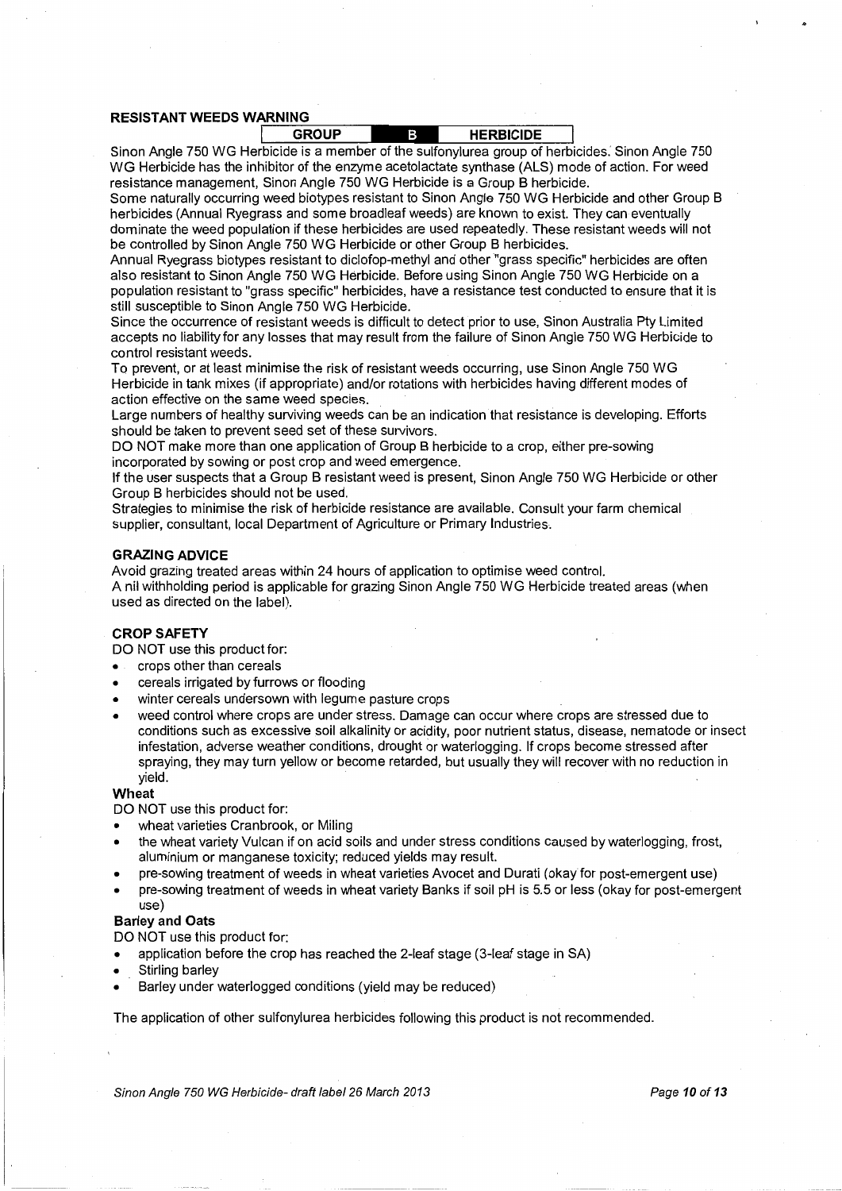## RESISTANT WEEDS WARNING

| GROUP | B | HERBICIDE |
|---|---|---|

Sinon Angle 750 WG Herbicide is a member of the sulfonylurea group of herbicides. Sinon Angle 750 WG Herbicide has the inhibitor of the enzyme acetolactate synthase (ALS) mode of action. For weed resistance management, Sinon Angle 750 WG Herbicide is a Group B herbicide.

Some naturally occurring weed biotypes resistant to Sinon Angle 750 WG Herbicide and other Group B herbicides (Annual Ryegrass and some broadleaf weeds) are known to exist. They can eventually dominate the weed population if these herbicides are used repeatedly. These resistant weeds will not be controlled by Sinon Angle 750 WG Herbicide or other Group B herbicides.

Annual Ryegrass biotypes resistant to diclofop-methyl and other "grass specific" herbicides are often also resistant to Sinon Angle 750 WG Herbicide. Before using Sinon Angle 750 WG Herbicide on a population resistant to "grass specific" herbicides, have a resistance test conducted to ensure that it is still susceptible to Sinon Angle 750 WG Herbicide.

Since the occurrence of resistant weeds is difficult to detect prior to use, Sinon Australia Pty Limited accepts no liability for any losses that may result from the failure of Sinon Angle 750 WG Herbicide to control resistant weeds.

To prevent, or at least minimise the risk of resistant weeds occurring, use Sinon Angle 750 WG Herbicide in tank mixes (if appropriate) and/or rotations with herbicides having different modes of action effective on the same weed species.

Large numbers of healthy surviving weeds can be an indication that resistance is developing. Efforts should be taken to prevent seed set of these survivors.

DO NOT make more than one application of Group B herbicide to a crop, either pre-sowing incorporated by sowing or post crop and weed emergence.

If the user suspects that a Group B resistant weed is present, Sinon Angle 750 WG Herbicide or other Group B herbicides should not be used.

Strategies to minimise the risk of herbicide resistance are available. Consult your farm chemical supplier, consultant, local Department of Agriculture or Primary Industries.

## GRAZING ADVICE

Avoid grazing treated areas within 24 hours of application to optimise weed control.
A nil withholding period is applicable for grazing Sinon Angle 750 WG Herbicide treated areas (when used as directed on the label).

## CROP SAFETY

DO NOT use this product for:

- crops other than cereals
- cereals irrigated by furrows or flooding
- winter cereals undersown with legume pasture crops
- weed control where crops are under stress. Damage can occur where crops are stressed due to conditions such as excessive soil alkalinity or acidity, poor nutrient status, disease, nematode or insect infestation, adverse weather conditions, drought or waterlogging. If crops become stressed after spraying, they may turn yellow or become retarded, but usually they will recover with no reduction in yield.

### Wheat

DO NOT use this product for:

- wheat varieties Cranbrook, or Miling
- the wheat variety Vulcan if on acid soils and under stress conditions caused by waterlogging, frost, aluminium or manganese toxicity; reduced yields may result.
- pre-sowing treatment of weeds in wheat varieties Avocet and Durati (okay for post-emergent use)
- pre-sowing treatment of weeds in wheat variety Banks if soil pH is 5.5 or less (okay for post-emergent use)

### Barley and Oats

DO NOT use this product for:

- application before the crop has reached the 2-leaf stage (3-leaf stage in SA)
- Stirling barley
- Barley under waterlogged conditions (yield may be reduced)

The application of other sulfonylurea herbicides following this product is not recommended.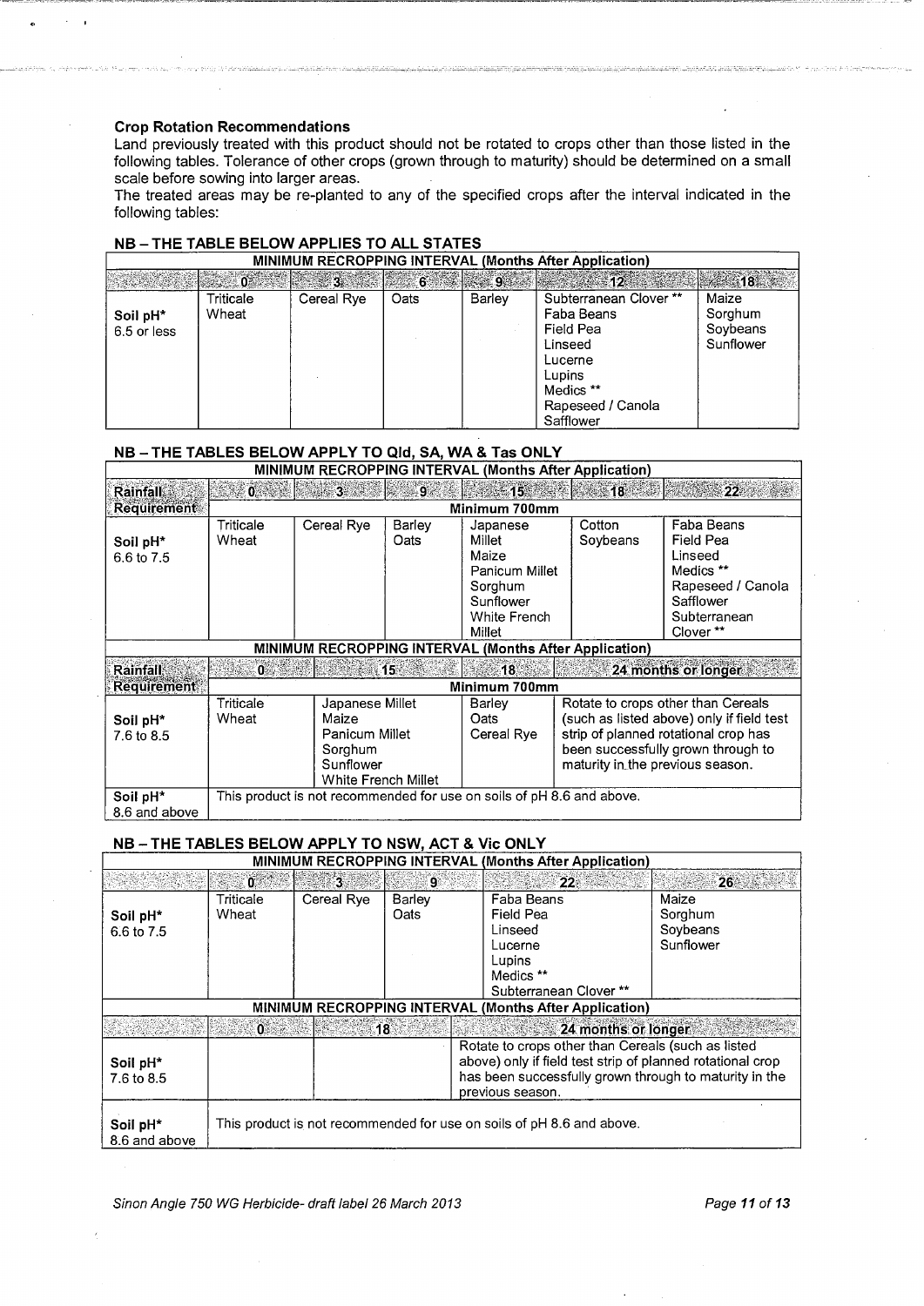**Crop Rotation Recommendations**

Land previously treated with this product should not be rotated to crops other than those listed in the following tables. Tolerance of other crops (grown through to maturity) should be determined on a small scale before sowing into larger areas.

The treated areas may be re-planted to any of the specified crops after the interval indicated in the following tables:

## NB – THE TABLE BELOW APPLIES TO ALL STATES

| MINIMUM RECROPPING INTERVAL (Months After Application) | | | | | | |
|---|---|---|---|---|---|---|
| | 0 | 3 | 6 | 9 | 12 | 18 |
| Soil pH* 6.5 or less | Triticale<br>Wheat | Cereal Rye | Oats | Barley | Subterranean Clover **<br>Faba Beans<br>Field Pea<br>Linseed<br>Lucerne<br>Lupins<br>Medics **<br>Rapeseed / Canola<br>Safflower | Maize<br>Sorghum<br>Soybeans<br>Sunflower |

## NB – THE TABLES BELOW APPLY TO Qld, SA, WA & Tas ONLY

| MINIMUM RECROPPING INTERVAL (Months After Application) | | | | | | |
|---|---|---|---|---|---|---|
| Rainfall Requirement | 0 | 3 | 9 | 15 | 18 | 22 |
| | Minimum 700mm | | | | | |
| Soil pH* 6.6 to 7.5 | Triticale<br>Wheat | Cereal Rye | Barley<br>Oats | Japanese Millet<br>Maize<br>Panicum Millet<br>Sorghum<br>Sunflower<br>White French Millet | Cotton<br>Soybeans | Faba Beans<br>Field Pea<br>Linseed<br>Medics **<br>Rapeseed / Canola<br>Safflower<br>Subterranean Clover ** |

| MINIMUM RECROPPING INTERVAL (Months After Application) | | | | |
|---|---|---|---|---|
| Rainfall Requirement | 0 | 15 | 18 | 24 months or longer |
| | Minimum 700mm | | | |
| Soil pH* 7.6 to 8.5 | Triticale<br>Wheat | Japanese Millet<br>Maize<br>Panicum Millet<br>Sorghum<br>Sunflower<br>White French Millet | Barley<br>Oats<br>Cereal Rye | Rotate to crops other than Cereals (such as listed above) only if field test strip of planned rotational crop has been successfully grown through to maturity in the previous season. |
| Soil pH* 8.6 and above | This product is not recommended for use on soils of pH 8.6 and above. | | | |

## NB – THE TABLES BELOW APPLY TO NSW, ACT & Vic ONLY

| MINIMUM RECROPPING INTERVAL (Months After Application) | | | | | |
|---|---|---|---|---|---|
| | 0 | 3 | 9 | 22 | 26 |
| Soil pH* 6.6 to 7.5 | Triticale<br>Wheat | Cereal Rye | Barley<br>Oats | Faba Beans<br>Field Pea<br>Linseed<br>Lucerne<br>Lupins<br>Medics **<br>Subterranean Clover ** | Maize<br>Sorghum<br>Soybeans<br>Sunflower |

| MINIMUM RECROPPING INTERVAL (Months After Application) | | | |
|---|---|---|---|
| | 0 | 18 | 24 months or longer |
| Soil pH* 7.6 to 8.5 | | | Rotate to crops other than Cereals (such as listed above) only if field test strip of planned rotational crop has been successfully grown through to maturity in the previous season. |
| Soil pH* 8.6 and above | This product is not recommended for use on soils of pH 8.6 and above. | | |

*Sinon Angle 750 WG Herbicide- draft label 26 March 2013*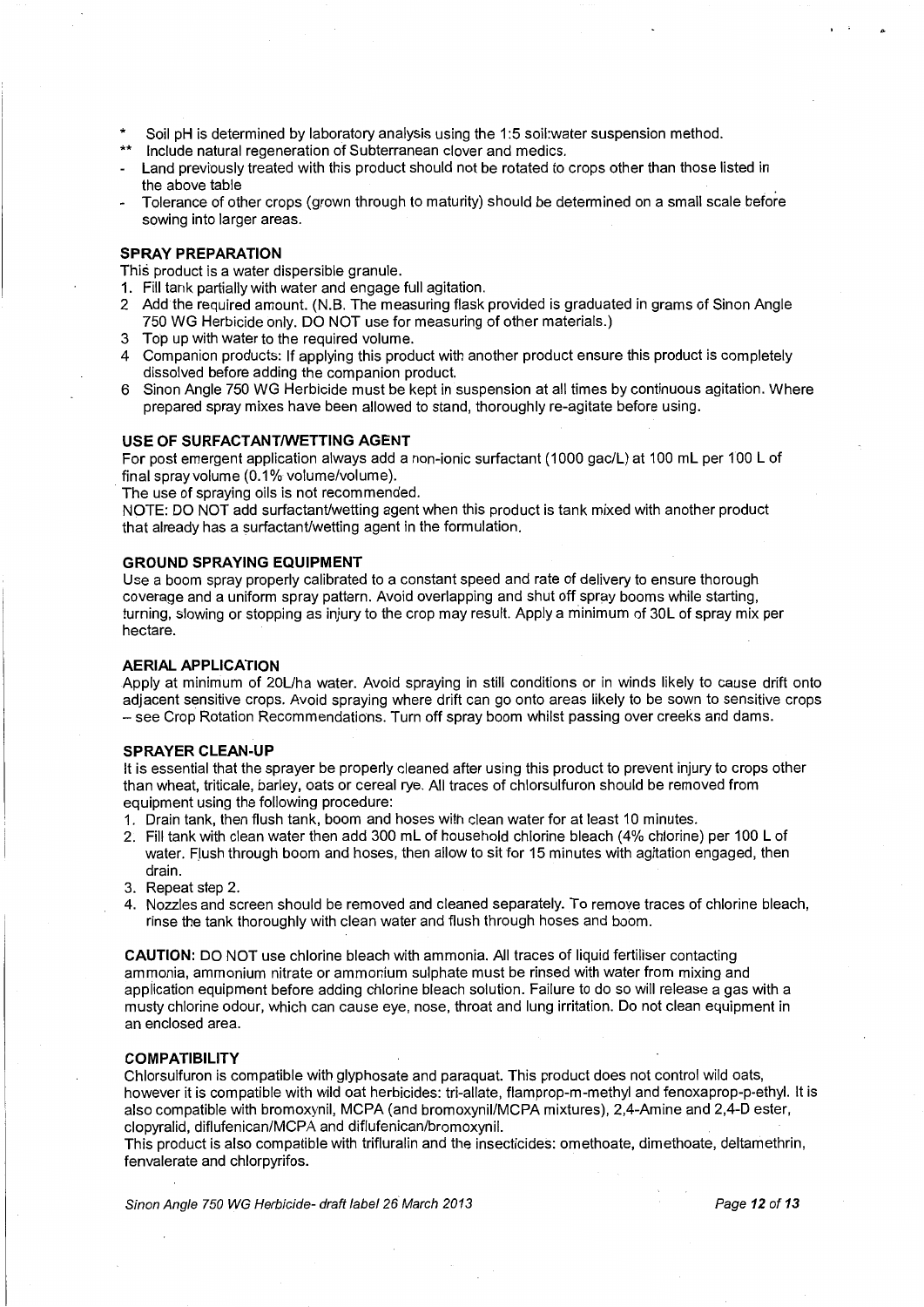\* Soil pH is determined by laboratory analysis using the 1:5 soil:water suspension method.
\*\* Include natural regeneration of Subterranean clover and medics.

- Land previously treated with this product should not be rotated to crops other than those listed in the above table
- Tolerance of other crops (grown through to maturity) should be determined on a small scale before sowing into larger areas.

### SPRAY PREPARATION

This product is a water dispersible granule.

1. Fill tank partially with water and engage full agitation.
2. Add the required amount. (N.B. The measuring flask provided is graduated in grams of Sinon Angle 750 WG Herbicide only. DO NOT use for measuring of other materials.)
3. Top up with water to the required volume.
4. Companion products: If applying this product with another product ensure this product is completely dissolved before adding the companion product.
6. Sinon Angle 750 WG Herbicide must be kept in suspension at all times by continuous agitation. Where prepared spray mixes have been allowed to stand, thoroughly re-agitate before using.

### USE OF SURFACTANT/WETTING AGENT

For post emergent application always add a non-ionic surfactant (1000 gac/L) at 100 mL per 100 L of final spray volume (0.1% volume/volume).

The use of spraying oils is not recommended.

NOTE: DO NOT add surfactant/wetting agent when this product is tank mixed with another product that already has a surfactant/wetting agent in the formulation.

### GROUND SPRAYING EQUIPMENT

Use a boom spray properly calibrated to a constant speed and rate of delivery to ensure thorough coverage and a uniform spray pattern. Avoid overlapping and shut off spray booms while starting, turning, slowing or stopping as injury to the crop may result. Apply a minimum of 30L of spray mix per hectare.

### AERIAL APPLICATION

Apply at minimum of 20L/ha water. Avoid spraying in still conditions or in winds likely to cause drift onto adjacent sensitive crops. Avoid spraying where drift can go onto areas likely to be sown to sensitive crops – see Crop Rotation Recommendations. Turn off spray boom whilst passing over creeks and dams.

### SPRAYER CLEAN-UP

It is essential that the sprayer be properly cleaned after using this product to prevent injury to crops other than wheat, triticale, barley, oats or cereal rye. All traces of chlorsulfuron should be removed from equipment using the following procedure:

1. Drain tank, then flush tank, boom and hoses with clean water for at least 10 minutes.
2. Fill tank with clean water then add 300 mL of household chlorine bleach (4% chlorine) per 100 L of water. Flush through boom and hoses, then allow to sit for 15 minutes with agitation engaged, then drain.
3. Repeat step 2.
4. Nozzles and screen should be removed and cleaned separately. To remove traces of chlorine bleach, rinse the tank thoroughly with clean water and flush through hoses and boom.

**CAUTION:** DO NOT use chlorine bleach with ammonia. All traces of liquid fertiliser contacting ammonia, ammonium nitrate or ammonium sulphate must be rinsed with water from mixing and application equipment before adding chlorine bleach solution. Failure to do so will release a gas with a musty chlorine odour, which can cause eye, nose, throat and lung irritation. Do not clean equipment in an enclosed area.

### COMPATIBILITY

Chlorsulfuron is compatible with glyphosate and paraquat. This product does not control wild oats, however it is compatible with wild oat herbicides: tri-allate, flamprop-m-methyl and fenoxaprop-p-ethyl. It is also compatible with bromoxynil, MCPA (and bromoxynil/MCPA mixtures), 2,4-Amine and 2,4-D ester, clopyralid, diflufenican/MCPA and diflufenican/bromoxynil.

This product is also compatible with trifluralin and the insecticides: omethoate, dimethoate, deltamethrin, fenvalerate and chlorpyrifos.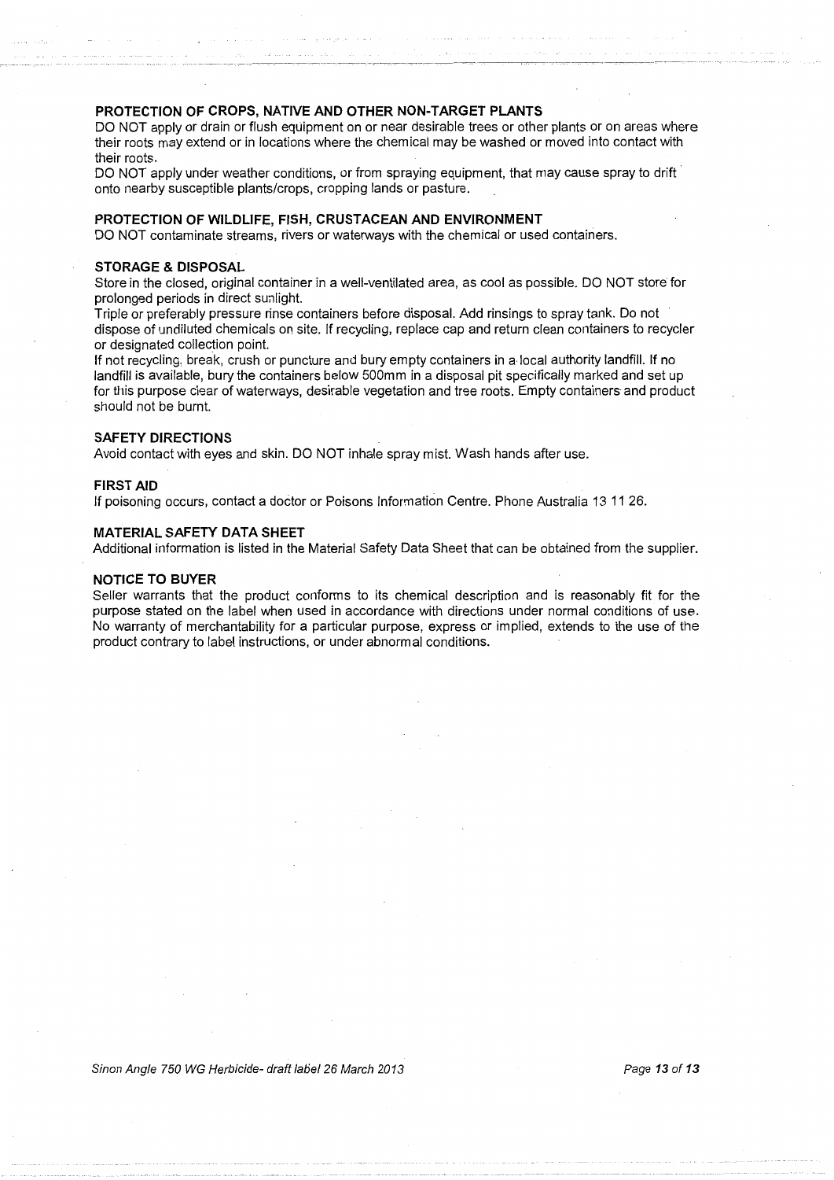### PROTECTION OF CROPS, NATIVE AND OTHER NON-TARGET PLANTS

DO NOT apply or drain or flush equipment on or near desirable trees or other plants or on areas where their roots may extend or in locations where the chemical may be washed or moved into contact with their roots.

DO NOT apply under weather conditions, or from spraying equipment, that may cause spray to drift onto nearby susceptible plants/crops, cropping lands or pasture.

### PROTECTION OF WILDLIFE, FISH, CRUSTACEAN AND ENVIRONMENT

DO NOT contaminate streams, rivers or waterways with the chemical or used containers.

### STORAGE & DISPOSAL

Store in the closed, original container in a well-ventilated area, as cool as possible. DO NOT store for prolonged periods in direct sunlight.

Triple or preferably pressure rinse containers before disposal. Add rinsings to spray tank. Do not dispose of undiluted chemicals on site. If recycling, replace cap and return clean containers to recycler or designated collection point.

If not recycling, break, crush or puncture and bury empty containers in a local authority landfill. If no landfill is available, bury the containers below 500mm in a disposal pit specifically marked and set up for this purpose clear of waterways, desirable vegetation and tree roots. Empty containers and product should not be burnt.

### SAFETY DIRECTIONS

Avoid contact with eyes and skin. DO NOT inhale spray mist. Wash hands after use.

### FIRST AID

If poisoning occurs, contact a doctor or Poisons Information Centre. Phone Australia 13 11 26.

### MATERIAL SAFETY DATA SHEET

Additional information is listed in the Material Safety Data Sheet that can be obtained from the supplier.

### NOTICE TO BUYER

Seller warrants that the product conforms to its chemical description and is reasonably fit for the purpose stated on the label when used in accordance with directions under normal conditions of use. No warranty of merchantability for a particular purpose, express or implied, extends to the use of the product contrary to label instructions, or under abnormal conditions.